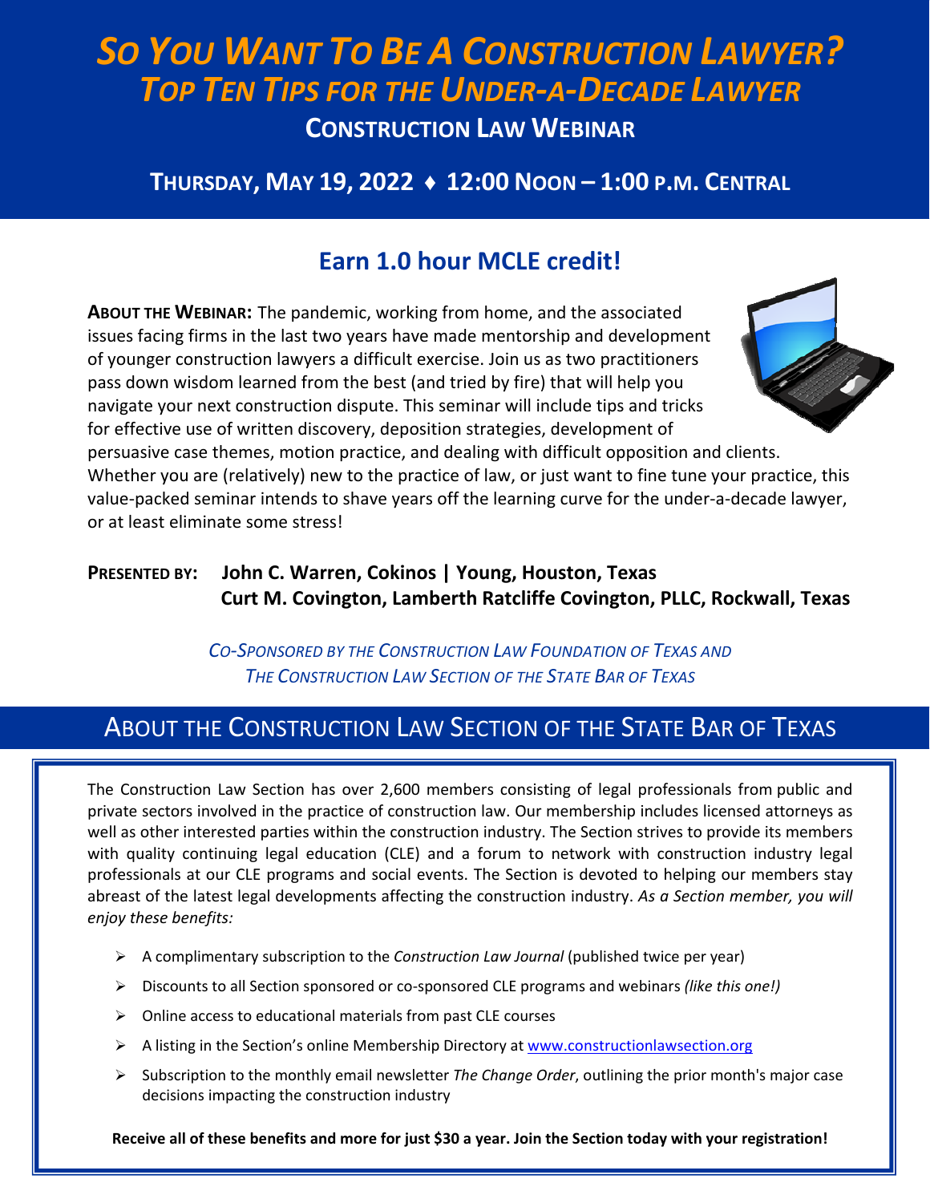# *So You Want To Be A Construction Lawyer?*
## *Top Ten Tips for the Under-a-Decade Lawyer*
### Construction Law Webinar

**Thursday, May 19, 2022 ♦ 12:00 Noon – 1:00 p.m. Central**

## Earn 1.0 hour MCLE credit!

**About the Webinar:** The pandemic, working from home, and the associated issues facing firms in the last two years have made mentorship and development of younger construction lawyers a difficult exercise. Join us as two practitioners pass down wisdom learned from the best (and tried by fire) that will help you navigate your next construction dispute. This seminar will include tips and tricks for effective use of written discovery, deposition strategies, development of persuasive case themes, motion practice, and dealing with difficult opposition and clients. Whether you are (relatively) new to the practice of law, or just want to fine tune your practice, this value-packed seminar intends to shave years off the learning curve for the under-a-decade lawyer, or at least eliminate some stress!

**Presented by:** **John C. Warren, Cokinos | Young, Houston, Texas**
**Curt M. Covington, Lamberth Ratcliffe Covington, PLLC, Rockwall, Texas**

*Co-Sponsored by the Construction Law Foundation of Texas and*
*The Construction Law Section of the State Bar of Texas*

## About the Construction Law Section of the State Bar of Texas

The Construction Law Section has over 2,600 members consisting of legal professionals from public and private sectors involved in the practice of construction law. Our membership includes licensed attorneys as well as other interested parties within the construction industry. The Section strives to provide its members with quality continuing legal education (CLE) and a forum to network with construction industry legal professionals at our CLE programs and social events. The Section is devoted to helping our members stay abreast of the latest legal developments affecting the construction industry. *As a Section member, you will enjoy these benefits:*

- A complimentary subscription to the *Construction Law Journal* (published twice per year)
- Discounts to all Section sponsored or co-sponsored CLE programs and webinars *(like this one!)*
- Online access to educational materials from past CLE courses
- A listing in the Section's online Membership Directory at www.constructionlawsection.org
- Subscription to the monthly email newsletter *The Change Order*, outlining the prior month's major case decisions impacting the construction industry

**Receive all of these benefits and more for just $30 a year. Join the Section today with your registration!**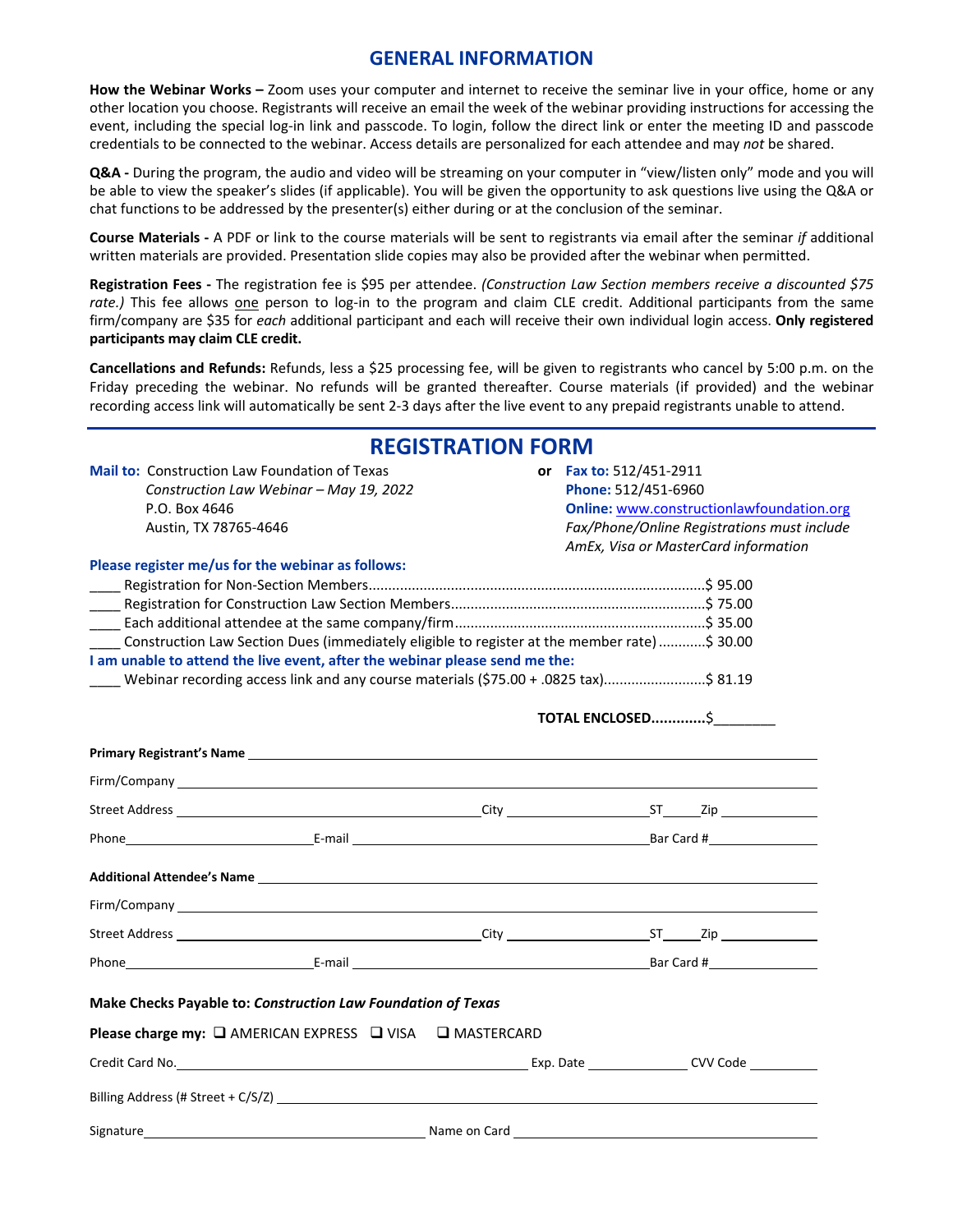## GENERAL INFORMATION

**How the Webinar Works –** Zoom uses your computer and internet to receive the seminar live in your office, home or any other location you choose. Registrants will receive an email the week of the webinar providing instructions for accessing the event, including the special log-in link and passcode. To login, follow the direct link or enter the meeting ID and passcode credentials to be connected to the webinar. Access details are personalized for each attendee and may *not* be shared.

**Q&A -** During the program, the audio and video will be streaming on your computer in "view/listen only" mode and you will be able to view the speaker's slides (if applicable). You will be given the opportunity to ask questions live using the Q&A or chat functions to be addressed by the presenter(s) either during or at the conclusion of the seminar.

**Course Materials -** A PDF or link to the course materials will be sent to registrants via email after the seminar *if* additional written materials are provided. Presentation slide copies may also be provided after the webinar when permitted.

**Registration Fees -** The registration fee is $95 per attendee. *(Construction Law Section members receive a discounted $75 rate.)* This fee allows one person to log-in to the program and claim CLE credit. Additional participants from the same firm/company are $35 for *each* additional participant and each will receive their own individual login access. **Only registered participants may claim CLE credit.**

**Cancellations and Refunds:** Refunds, less a $25 processing fee, will be given to registrants who cancel by 5:00 p.m. on the Friday preceding the webinar. No refunds will be granted thereafter. Course materials (if provided) and the webinar recording access link will automatically be sent 2-3 days after the live event to any prepaid registrants unable to attend.

## REGISTRATION FORM

**Mail to:** Construction Law Foundation of Texas
*Construction Law Webinar – May 19, 2022*
P.O. Box 4646
Austin, TX 78765-4646

**or** **Fax to:** 512/451-2911
**Phone:** 512/451-6960
**Online:** www.constructionlawfoundation.org
*Fax/Phone/Online Registrations must include AmEx, Visa or MasterCard information*

**Please register me/us for the webinar as follows:**

____ Registration for Non-Section Members....................$ 95.00
____ Registration for Construction Law Section Members....................$ 75.00
____ Each additional attendee at the same company/firm....................$ 35.00
____ Construction Law Section Dues (immediately eligible to register at the member rate)............$ 30.00

**I am unable to attend the live event, after the webinar please send me the:**

____ Webinar recording access link and any course materials ($75.00 + .0825 tax)....................$ 81.19

**TOTAL ENCLOSED............**$________

**Primary Registrant's Name** ____________________

Firm/Company ____________________

Street Address ____________________ City ____________ ST _____ Zip ________

Phone ____________ E-mail ____________________ Bar Card # ____________

**Additional Attendee's Name** ____________________

Firm/Company ____________________

Street Address ____________________ City ____________ ST _____ Zip ________

Phone ____________ E-mail ____________________ Bar Card # ____________

**Make Checks Payable to:** ***Construction Law Foundation of Texas***

**Please charge my:** ❑ AMERICAN EXPRESS ❑ VISA ❑ MASTERCARD

Credit Card No. ____________________ Exp. Date ____________ CVV Code ________

Billing Address (# Street + C/S/Z) ____________________

Signature ____________________ Name on Card ____________________